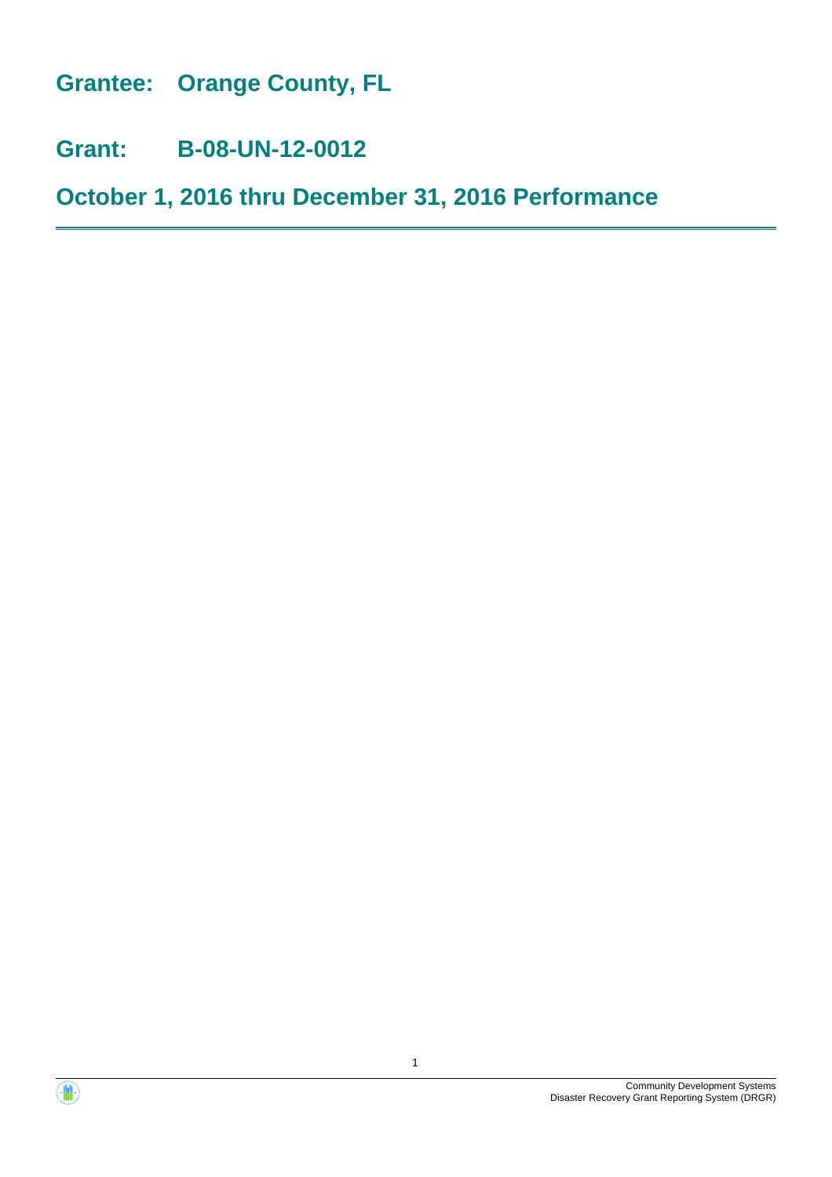# Grantee: Orange County, FL

# Grant: B-08-UN-12-0012

# October 1, 2016 thru December 31, 2016 Performance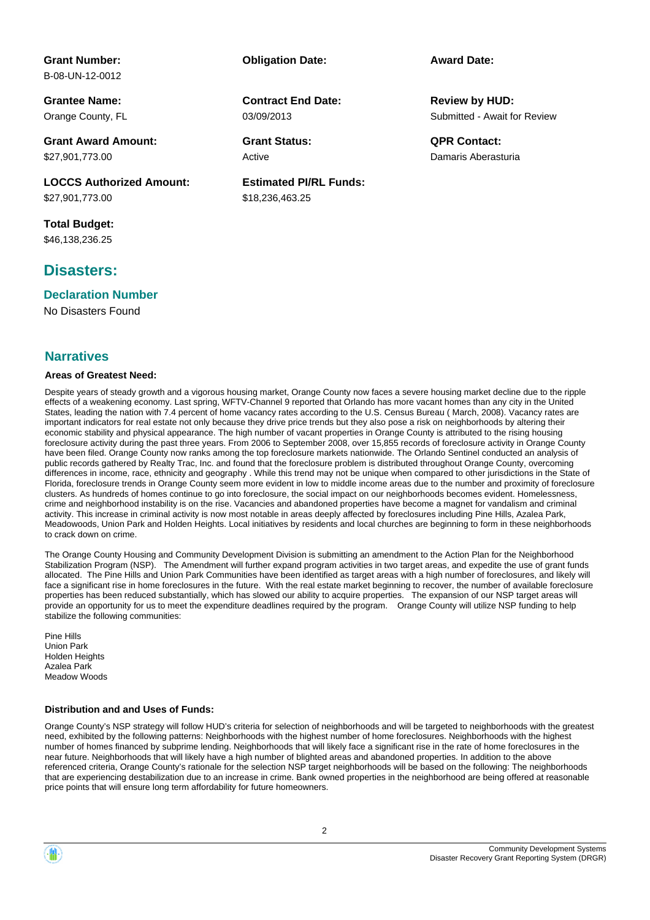**Grant Number:**
B-08-UN-12-0012

**Obligation Date:**

**Award Date:**

**Grantee Name:**
Orange County, FL

**Contract End Date:**
03/09/2013

**Review by HUD:**
Submitted - Await for Review

**Grant Award Amount:**
$27,901,773.00

**Grant Status:**
Active

**QPR Contact:**
Damaris Aberasturia

**LOCCS Authorized Amount:**
$27,901,773.00

**Estimated PI/RL Funds:**
$18,236,463.25

**Total Budget:**
$46,138,236.25

## Disasters:

### Declaration Number

No Disasters Found

## Narratives

#### Areas of Greatest Need:

Despite years of steady growth and a vigorous housing market, Orange County now faces a severe housing market decline due to the ripple effects of a weakening economy. Last spring, WFTV-Channel 9 reported that Orlando has more vacant homes than any city in the United States, leading the nation with 7.4 percent of home vacancy rates according to the U.S. Census Bureau ( March, 2008). Vacancy rates are important indicators for real estate not only because they drive price trends but they also pose a risk on neighborhoods by altering their economic stability and physical appearance. The high number of vacant properties in Orange County is attributed to the rising housing foreclosure activity during the past three years. From 2006 to September 2008, over 15,855 records of foreclosure activity in Orange County have been filed. Orange County now ranks among the top foreclosure markets nationwide. The Orlando Sentinel conducted an analysis of public records gathered by Realty Trac, Inc. and found that the foreclosure problem is distributed throughout Orange County, overcoming differences in income, race, ethnicity and geography . While this trend may not be unique when compared to other jurisdictions in the State of Florida, foreclosure trends in Orange County seem more evident in low to middle income areas due to the number and proximity of foreclosure clusters. As hundreds of homes continue to go into foreclosure, the social impact on our neighborhoods becomes evident. Homelessness, crime and neighborhood instability is on the rise. Vacancies and abandoned properties have become a magnet for vandalism and criminal activity. This increase in criminal activity is now most notable in areas deeply affected by foreclosures including Pine Hills, Azalea Park, Meadowoods, Union Park and Holden Heights. Local initiatives by residents and local churches are beginning to form in these neighborhoods to crack down on crime.

The Orange County Housing and Community Development Division is submitting an amendment to the Action Plan for the Neighborhood Stabilization Program (NSP). The Amendment will further expand program activities in two target areas, and expedite the use of grant funds allocated. The Pine Hills and Union Park Communities have been identified as target areas with a high number of foreclosures, and likely will face a significant rise in home foreclosures in the future. With the real estate market beginning to recover, the number of available foreclosure properties has been reduced substantially, which has slowed our ability to acquire properties. The expansion of our NSP target areas will provide an opportunity for us to meet the expenditure deadlines required by the program. Orange County will utilize NSP funding to help stabilize the following communities:

Pine Hills
Union Park
Holden Heights
Azalea Park
Meadow Woods

#### Distribution and and Uses of Funds:

Orange County's NSP strategy will follow HUD's criteria for selection of neighborhoods and will be targeted to neighborhoods with the greatest need, exhibited by the following patterns: Neighborhoods with the highest number of home foreclosures. Neighborhoods with the highest number of homes financed by subprime lending. Neighborhoods that will likely face a significant rise in the rate of home foreclosures in the near future. Neighborhoods that will likely have a high number of blighted areas and abandoned properties. In addition to the above referenced criteria, Orange County's rationale for the selection NSP target neighborhoods will be based on the following: The neighborhoods that are experiencing destabilization due to an increase in crime. Bank owned properties in the neighborhood are being offered at reasonable price points that will ensure long term affordability for future homeowners.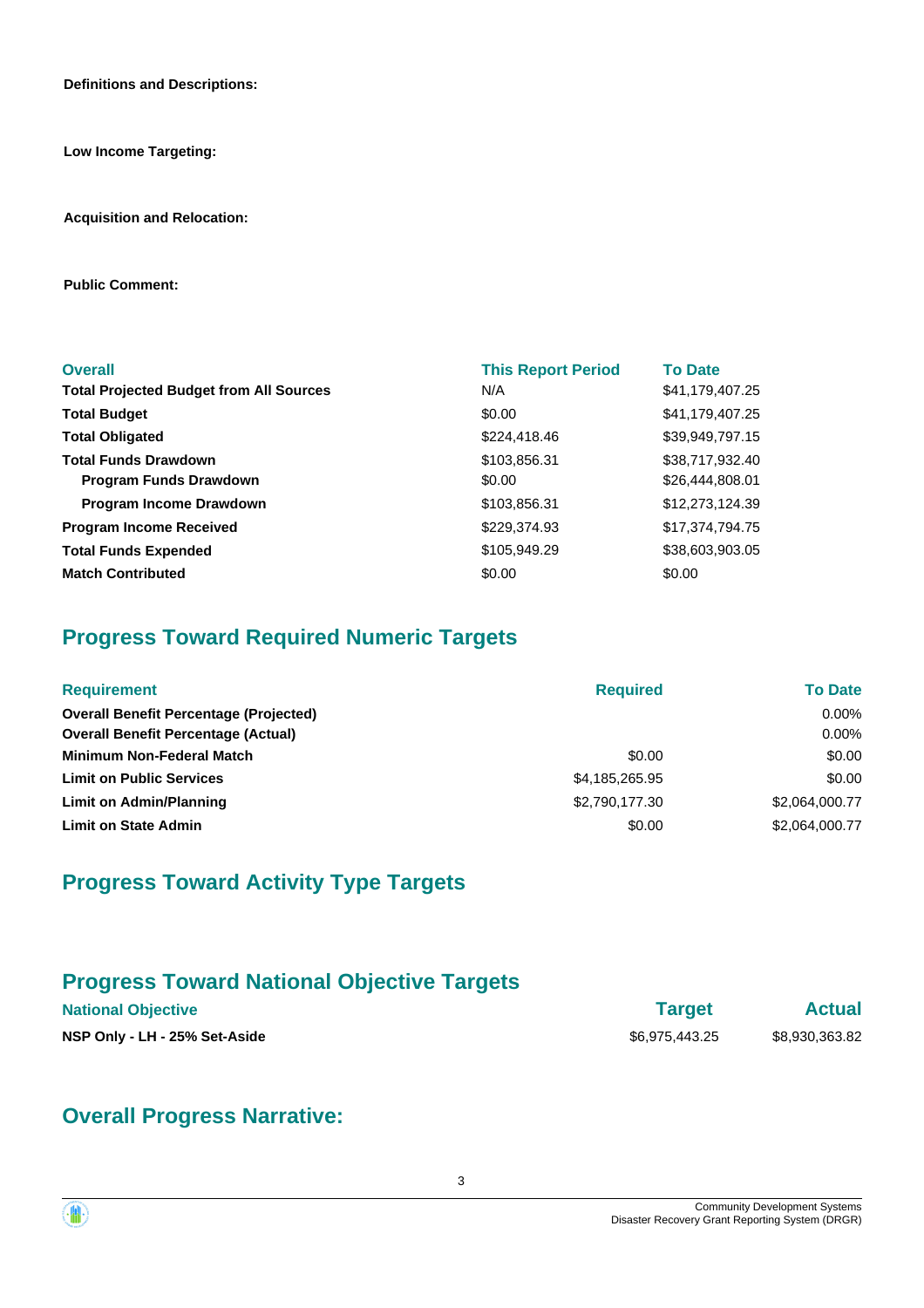**Definitions and Descriptions:**

**Low Income Targeting:**

**Acquisition and Relocation:**

**Public Comment:**

| Overall | This Report Period | To Date |
|---|---|---|
| **Total Projected Budget from All Sources** | N/A | $41,179,407.25 |
| **Total Budget** | $0.00 | $41,179,407.25 |
| **Total Obligated** | $224,418.46 | $39,949,797.15 |
| **Total Funds Drawdown** | $103,856.31 | $38,717,932.40 |
| **Program Funds Drawdown** | $0.00 | $26,444,808.01 |
| **Program Income Drawdown** | $103,856.31 | $12,273,124.39 |
| **Program Income Received** | $229,374.93 | $17,374,794.75 |
| **Total Funds Expended** | $105,949.29 | $38,603,903.05 |
| **Match Contributed** | $0.00 | $0.00 |

## Progress Toward Required Numeric Targets

| Requirement | Required | To Date |
|---|---|---|
| **Overall Benefit Percentage (Projected)** | | 0.00% |
| **Overall Benefit Percentage (Actual)** | | 0.00% |
| **Minimum Non-Federal Match** | $0.00 | $0.00 |
| **Limit on Public Services** | $4,185,265.95 | $0.00 |
| **Limit on Admin/Planning** | $2,790,177.30 | $2,064,000.77 |
| **Limit on State Admin** | $0.00 | $2,064,000.77 |

## Progress Toward Activity Type Targets

## Progress Toward National Objective Targets

| National Objective | Target | Actual |
|---|---|---|
| **NSP Only - LH - 25% Set-Aside** | $6,975,443.25 | $8,930,363.82 |

## Overall Progress Narrative: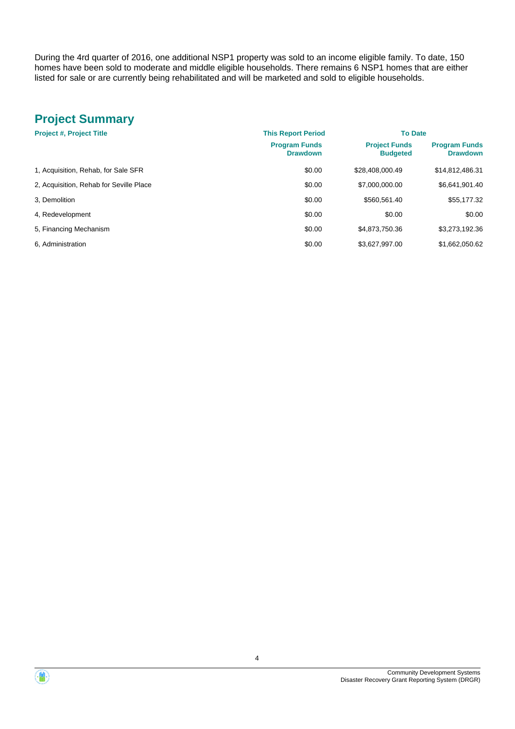During the 4rd quarter of 2016, one additional NSP1 property was sold to an income eligible family. To date, 150 homes have been sold to moderate and middle eligible households. There remains 6 NSP1 homes that are either listed for sale or are currently being rehabilitated and will be marketed and sold to eligible households.

## Project Summary

| Project #, Project Title | This Report Period | To Date | |
|---|---|---|---|
| | Program Funds Drawdown | Project Funds Budgeted | Program Funds Drawdown |
| 1, Acquisition, Rehab, for Sale SFR | $0.00 | $28,408,000.49 | $14,812,486.31 |
| 2, Acquisition, Rehab for Seville Place | $0.00 | $7,000,000.00 | $6,641,901.40 |
| 3, Demolition | $0.00 | $560,561.40 | $55,177.32 |
| 4, Redevelopment | $0.00 | $0.00 | $0.00 |
| 5, Financing Mechanism | $0.00 | $4,873,750.36 | $3,273,192.36 |
| 6, Administration | $0.00 | $3,627,997.00 | $1,662,050.62 |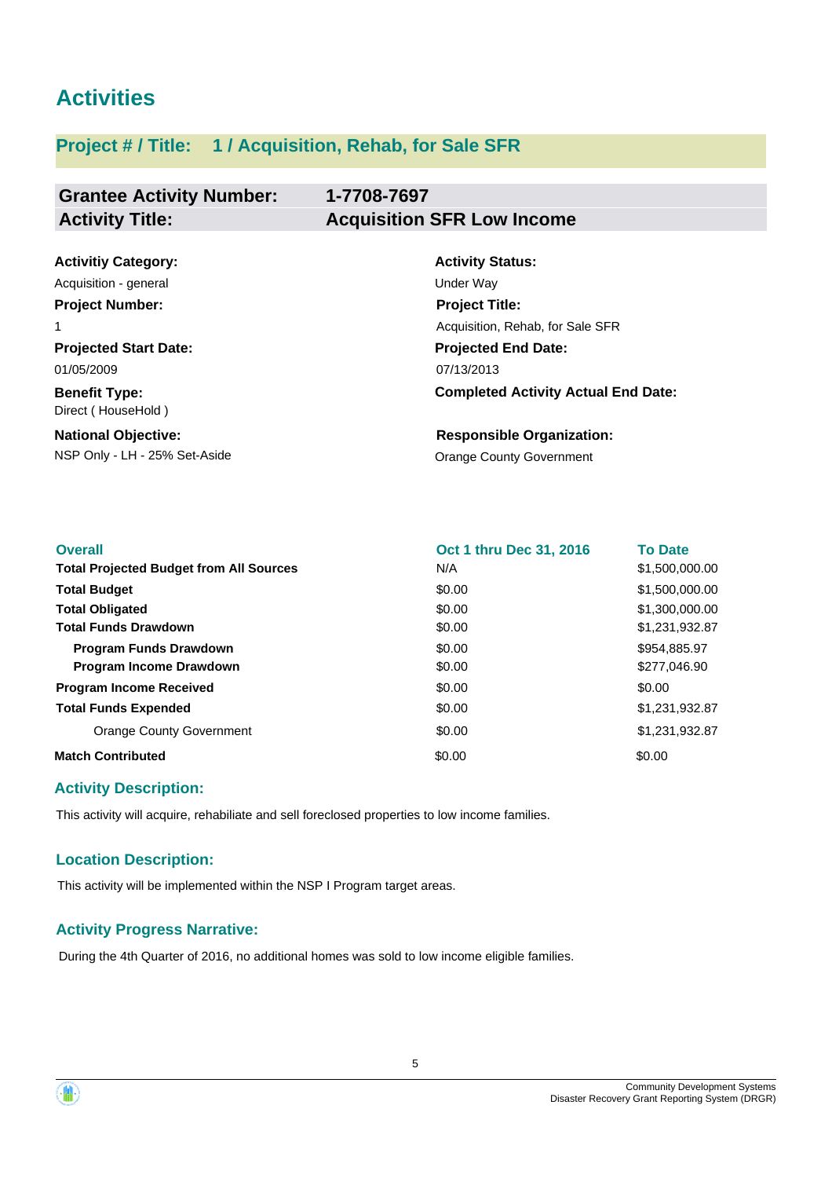# Activities

## Project # / Title: 1 / Acquisition, Rehab, for Sale SFR

| **Grantee Activity Number:** | **1-7708-7697** |
|---|---|
| **Activity Title:** | **Acquisition SFR Low Income** |

**Activitiy Category:**
Acquisition - general

**Activity Status:**
Under Way

**Project Number:**
1

**Project Title:**
Acquisition, Rehab, for Sale SFR

**Projected Start Date:**
01/05/2009

**Projected End Date:**
07/13/2013

**Benefit Type:**
Direct ( HouseHold )

**Completed Activity Actual End Date:**

**National Objective:**
NSP Only - LH - 25% Set-Aside

**Responsible Organization:**
Orange County Government

| Overall | Oct 1 thru Dec 31, 2016 | To Date |
|---|---|---|
| **Total Projected Budget from All Sources** | N/A | $1,500,000.00 |
| **Total Budget** | $0.00 | $1,500,000.00 |
| **Total Obligated** | $0.00 | $1,300,000.00 |
| **Total Funds Drawdown** | $0.00 | $1,231,932.87 |
| **Program Funds Drawdown** | $0.00 | $954,885.97 |
| **Program Income Drawdown** | $0.00 | $277,046.90 |
| **Program Income Received** | $0.00 | $0.00 |
| **Total Funds Expended** | $0.00 | $1,231,932.87 |
| Orange County Government | $0.00 | $1,231,932.87 |
| **Match Contributed** | $0.00 | $0.00 |

### Activity Description:

This activity will acquire, rehabiliate and sell foreclosed properties to low income families.

### Location Description:

This activity will be implemented within the NSP I Program target areas.

### Activity Progress Narrative:

During the 4th Quarter of 2016, no additional homes was sold to low income eligible families.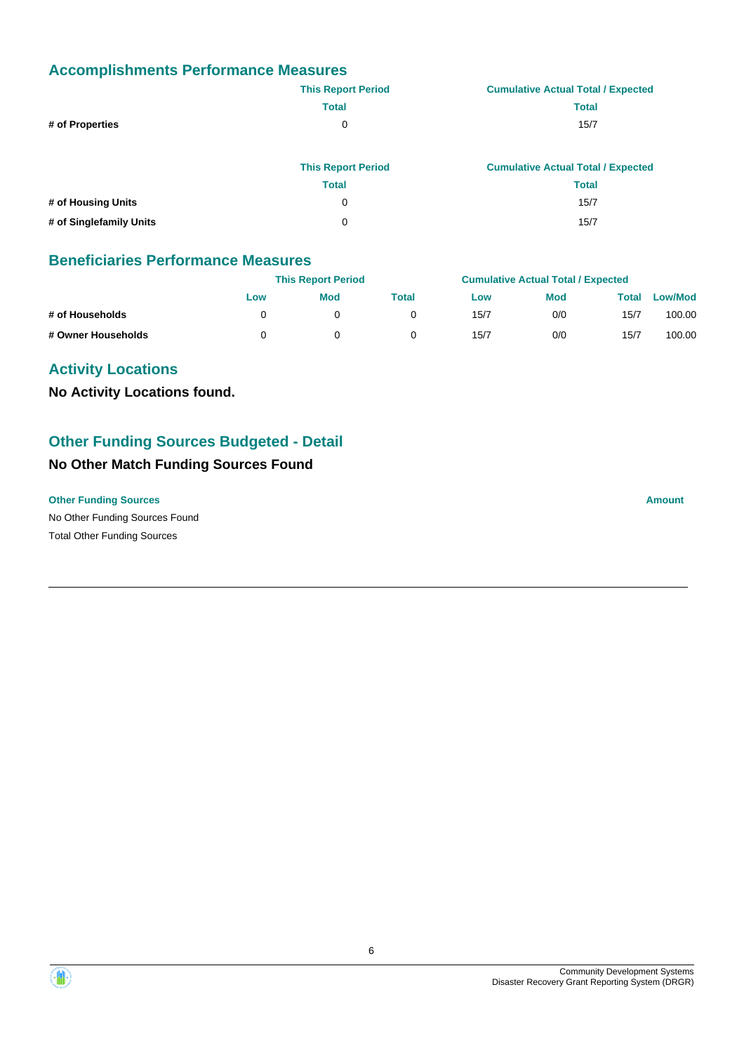## Accomplishments Performance Measures

| | This Report Period | Cumulative Actual Total / Expected |
|---|---|---|
| | Total | Total |
| # of Properties | 0 | 15/7 |

| | This Report Period | Cumulative Actual Total / Expected |
|---|---|---|
| | Total | Total |
| # of Housing Units | 0 | 15/7 |
| # of Singlefamily Units | 0 | 15/7 |

## Beneficiaries Performance Measures

| | This Report Period | | | Cumulative Actual Total / Expected | | | |
|---|---|---|---|---|---|---|---|
| | Low | Mod | Total | Low | Mod | Total | Low/Mod |
| # of Households | 0 | 0 | 0 | 15/7 | 0/0 | 15/7 | 100.00 |
| # Owner Households | 0 | 0 | 0 | 15/7 | 0/0 | 15/7 | 100.00 |

## Activity Locations

**No Activity Locations found.**

## Other Funding Sources Budgeted - Detail

### No Other Match Funding Sources Found

| Other Funding Sources | Amount |
|---|---|
| No Other Funding Sources Found | |
| Total Other Funding Sources | |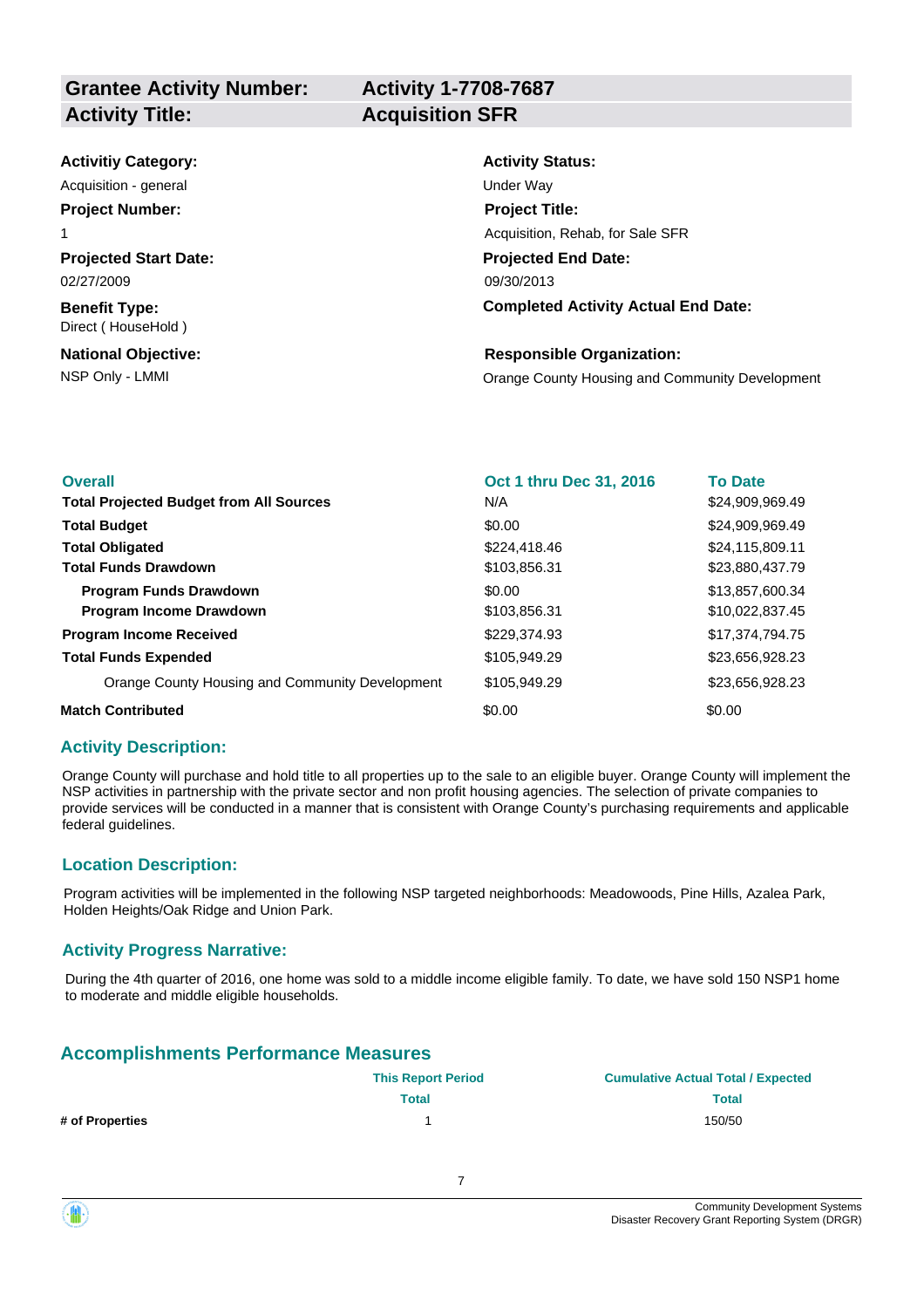| Grantee Activity Number: | Activity 1-7708-7687 |
| --- | --- |
| **Activity Title:** | **Acquisition SFR** |

**Activitiy Category:**
Acquisition - general

**Activity Status:**
Under Way

**Project Number:**
1

**Project Title:**
Acquisition, Rehab, for Sale SFR

**Projected Start Date:**
02/27/2009

**Projected End Date:**
09/30/2013

**Benefit Type:**
Direct ( HouseHold )

**Completed Activity Actual End Date:**

**National Objective:**
NSP Only - LMMI

**Responsible Organization:**
Orange County Housing and Community Development

| Overall | Oct 1 thru Dec 31, 2016 | To Date |
| --- | --- | --- |
| **Total Projected Budget from All Sources** | N/A | $24,909,969.49 |
| **Total Budget** | $0.00 | $24,909,969.49 |
| **Total Obligated** | $224,418.46 | $24,115,809.11 |
| **Total Funds Drawdown** | $103,856.31 | $23,880,437.79 |
| **Program Funds Drawdown** | $0.00 | $13,857,600.34 |
| **Program Income Drawdown** | $103,856.31 | $10,022,837.45 |
| **Program Income Received** | $229,374.93 | $17,374,794.75 |
| **Total Funds Expended** | $105,949.29 | $23,656,928.23 |
| Orange County Housing and Community Development | $105,949.29 | $23,656,928.23 |
| **Match Contributed** | $0.00 | $0.00 |

## Activity Description:

Orange County will purchase and hold title to all properties up to the sale to an eligible buyer. Orange County will implement the NSP activities in partnership with the private sector and non profit housing agencies. The selection of private companies to provide services will be conducted in a manner that is consistent with Orange County's purchasing requirements and applicable federal guidelines.

## Location Description:

Program activities will be implemented in the following NSP targeted neighborhoods: Meadowoods, Pine Hills, Azalea Park, Holden Heights/Oak Ridge and Union Park.

## Activity Progress Narrative:

During the 4th quarter of 2016, one home was sold to a middle income eligible family. To date, we have sold 150 NSP1 home to moderate and middle eligible households.

## Accomplishments Performance Measures

| | This Report Period | Cumulative Actual Total / Expected |
| --- | --- | --- |
| | Total | Total |
| **# of Properties** | 1 | 150/50 |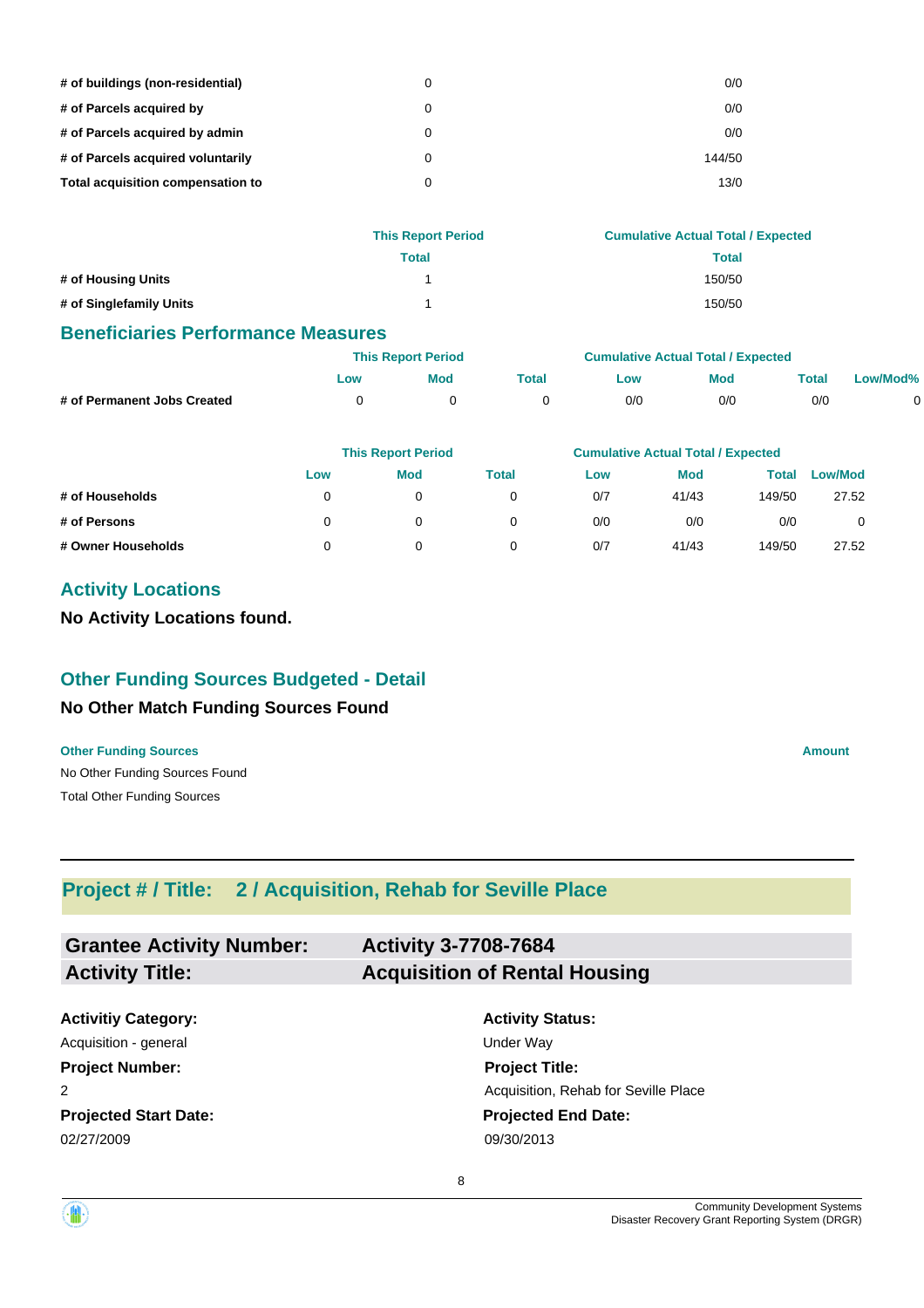| | | |
|---|---|---|
| **# of buildings (non-residential)** | 0 | 0/0 |
| **# of Parcels acquired by** | 0 | 0/0 |
| **# of Parcels acquired by admin** | 0 | 0/0 |
| **# of Parcels acquired voluntarily** | 0 | 144/50 |
| **Total acquisition compensation to** | 0 | 13/0 |

| | This Report Period | Cumulative Actual Total / Expected |
|---|---|---|
| | Total | Total |
| **# of Housing Units** | 1 | 150/50 |
| **# of Singlefamily Units** | 1 | 150/50 |

## Beneficiaries Performance Measures

| | This Report Period | | | Cumulative Actual Total / Expected | | | |
|---|---|---|---|---|---|---|---|
| | Low | Mod | Total | Low | Mod | Total | Low/Mod% |
| **# of Permanent Jobs Created** | 0 | 0 | 0 | 0/0 | 0/0 | 0/0 | 0 |

| | This Report Period | | | Cumulative Actual Total / Expected | | | |
|---|---|---|---|---|---|---|---|
| | Low | Mod | Total | Low | Mod | Total | Low/Mod |
| **# of Households** | 0 | 0 | 0 | 0/7 | 41/43 | 149/50 | 27.52 |
| **# of Persons** | 0 | 0 | 0 | 0/0 | 0/0 | 0/0 | 0 |
| **# Owner Households** | 0 | 0 | 0 | 0/7 | 41/43 | 149/50 | 27.52 |

## Activity Locations

**No Activity Locations found.**

## Other Funding Sources Budgeted - Detail

**No Other Match Funding Sources Found**

| Other Funding Sources | Amount |
|---|---|
| No Other Funding Sources Found | |
| Total Other Funding Sources | |

---

## Project # / Title: 2 / Acquisition, Rehab for Seville Place

| | |
|---|---|
| **Grantee Activity Number:** | **Activity 3-7708-7684** |
| **Activity Title:** | **Acquisition of Rental Housing** |

**Activitiy Category:**
Acquisition - general

**Activity Status:**
Under Way

**Project Number:**
2

**Project Title:**
Acquisition, Rehab for Seville Place

**Projected Start Date:**
02/27/2009

**Projected End Date:**
09/30/2013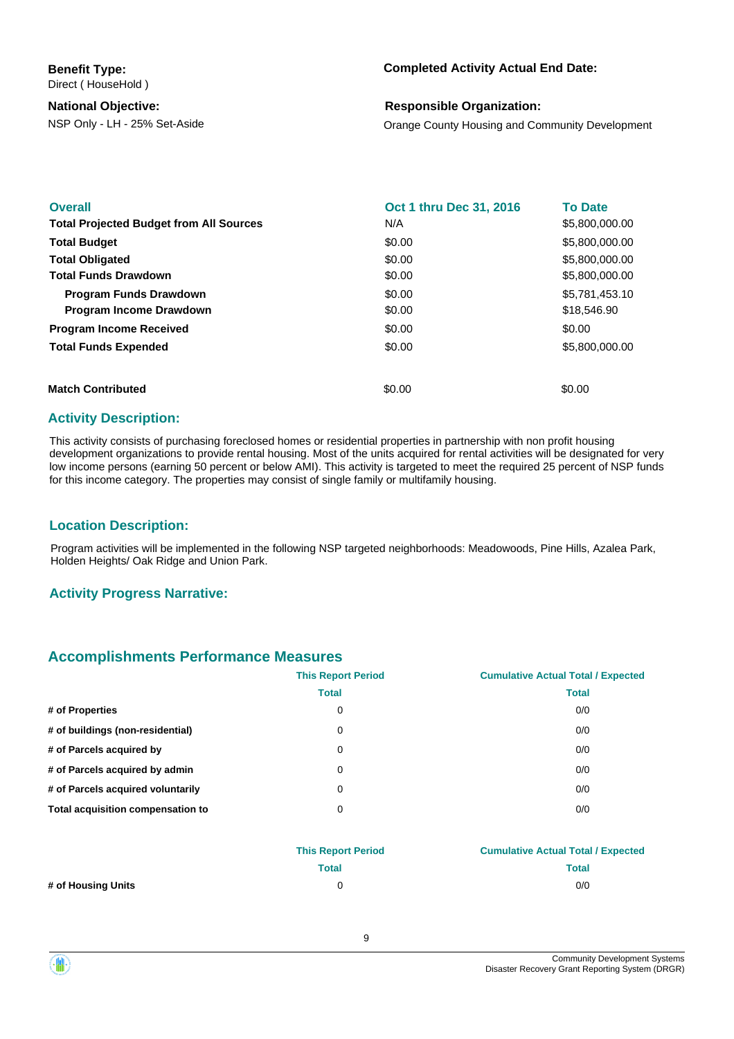**Benefit Type:**
Direct ( HouseHold )

**Completed Activity Actual End Date:**

**National Objective:**
NSP Only - LH - 25% Set-Aside

**Responsible Organization:**
Orange County Housing and Community Development

| Overall | Oct 1 thru Dec 31, 2016 | To Date |
|---|---|---|
| **Total Projected Budget from All Sources** | N/A | $5,800,000.00 |
| **Total Budget** | $0.00 | $5,800,000.00 |
| **Total Obligated** | $0.00 | $5,800,000.00 |
| **Total Funds Drawdown** | $0.00 | $5,800,000.00 |
| **Program Funds Drawdown** | $0.00 | $5,781,453.10 |
| **Program Income Drawdown** | $0.00 | $18,546.90 |
| **Program Income Received** | $0.00 | $0.00 |
| **Total Funds Expended** | $0.00 | $5,800,000.00 |
| **Match Contributed** | $0.00 | $0.00 |

## Activity Description:

This activity consists of purchasing foreclosed homes or residential properties in partnership with non profit housing development organizations to provide rental housing. Most of the units acquired for rental activities will be designated for very low income persons (earning 50 percent or below AMI). This activity is targeted to meet the required 25 percent of NSP funds for this income category. The properties may consist of single family or multifamily housing.

## Location Description:

Program activities will be implemented in the following NSP targeted neighborhoods: Meadowoods, Pine Hills, Azalea Park, Holden Heights/ Oak Ridge and Union Park.

## Activity Progress Narrative:

## Accomplishments Performance Measures

| | This Report Period | Cumulative Actual Total / Expected |
|---|---|---|
| | Total | Total |
| **# of Properties** | 0 | 0/0 |
| **# of buildings (non-residential)** | 0 | 0/0 |
| **# of Parcels acquired by** | 0 | 0/0 |
| **# of Parcels acquired by admin** | 0 | 0/0 |
| **# of Parcels acquired voluntarily** | 0 | 0/0 |
| **Total acquisition compensation to** | 0 | 0/0 |

| | This Report Period | Cumulative Actual Total / Expected |
|---|---|---|
| | Total | Total |
| **# of Housing Units** | 0 | 0/0 |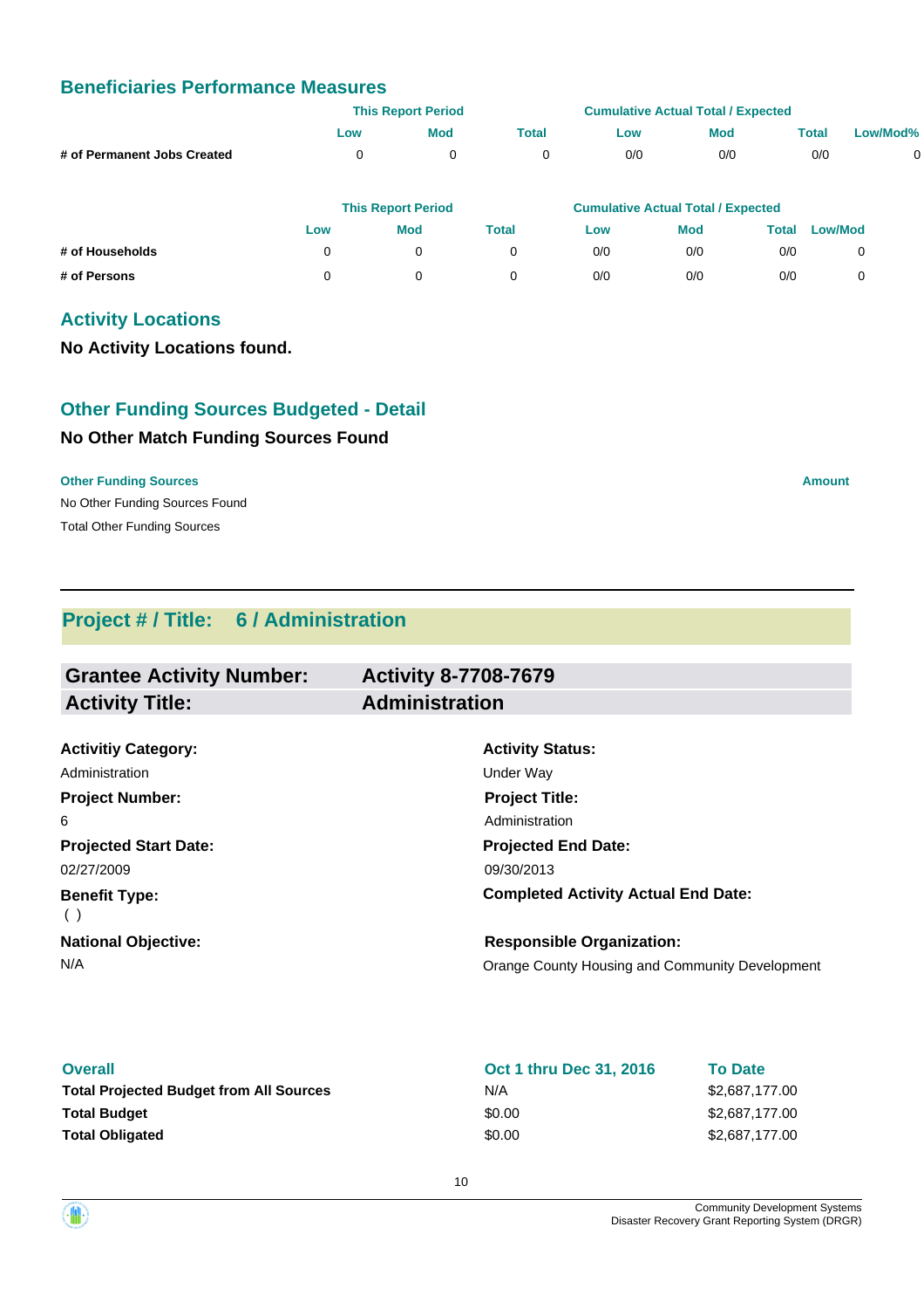## Beneficiaries Performance Measures

| | This Report Period | | | Cumulative Actual Total / Expected | | | |
|---|---|---|---|---|---|---|---|
| | Low | Mod | Total | Low | Mod | Total | Low/Mod% |
| **# of Permanent Jobs Created** | 0 | 0 | 0 | 0/0 | 0/0 | 0/0 | 0 |

| | This Report Period | | | Cumulative Actual Total / Expected | | | |
|---|---|---|---|---|---|---|---|
| | Low | Mod | Total | Low | Mod | Total | Low/Mod |
| **# of Households** | 0 | 0 | 0 | 0/0 | 0/0 | 0/0 | 0 |
| **# of Persons** | 0 | 0 | 0 | 0/0 | 0/0 | 0/0 | 0 |

## Activity Locations

**No Activity Locations found.**

## Other Funding Sources Budgeted - Detail

### No Other Match Funding Sources Found

| Other Funding Sources | Amount |
|---|---|
| No Other Funding Sources Found | |
| Total Other Funding Sources | |

---

## Project # / Title: 6 / Administration

| | |
|---|---|
| **Grantee Activity Number:** | **Activity 8-7708-7679** |
| **Activity Title:** | **Administration** |

**Activitiy Category:**
Administration

**Activity Status:**
Under Way

**Project Number:**
6

**Project Title:**
Administration

**Projected Start Date:**
02/27/2009

**Projected End Date:**
09/30/2013

**Benefit Type:**
( )

**Completed Activity Actual End Date:**

**National Objective:**
N/A

**Responsible Organization:**
Orange County Housing and Community Development

| Overall | Oct 1 thru Dec 31, 2016 | To Date |
|---|---|---|
| **Total Projected Budget from All Sources** | N/A | $2,687,177.00 |
| **Total Budget** | $0.00 | $2,687,177.00 |
| **Total Obligated** | $0.00 | $2,687,177.00 |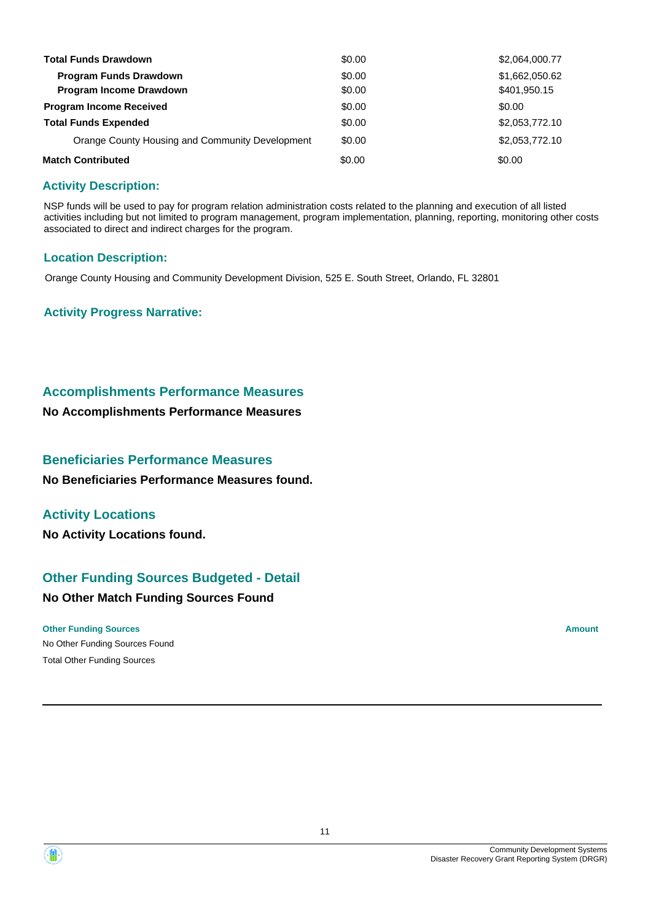| | | |
|---|---|---|
| **Total Funds Drawdown** | $0.00 | $2,064,000.77 |
| **Program Funds Drawdown** | $0.00 | $1,662,050.62 |
| **Program Income Drawdown** | $0.00 | $401,950.15 |
| **Program Income Received** | $0.00 | $0.00 |
| **Total Funds Expended** | $0.00 | $2,053,772.10 |
| Orange County Housing and Community Development | $0.00 | $2,053,772.10 |
| **Match Contributed** | $0.00 | $0.00 |

## Activity Description:

NSP funds will be used to pay for program relation administration costs related to the planning and execution of all listed activities including but not limited to program management, program implementation, planning, reporting, monitoring other costs associated to direct and indirect charges for the program.

## Location Description:

Orange County Housing and Community Development Division, 525 E. South Street, Orlando, FL 32801

## Activity Progress Narrative:

## Accomplishments Performance Measures

**No Accomplishments Performance Measures**

## Beneficiaries Performance Measures

**No Beneficiaries Performance Measures found.**

## Activity Locations

**No Activity Locations found.**

## Other Funding Sources Budgeted - Detail

**No Other Match Funding Sources Found**

| Other Funding Sources | Amount |
|---|---|
| No Other Funding Sources Found | |
| Total Other Funding Sources | |